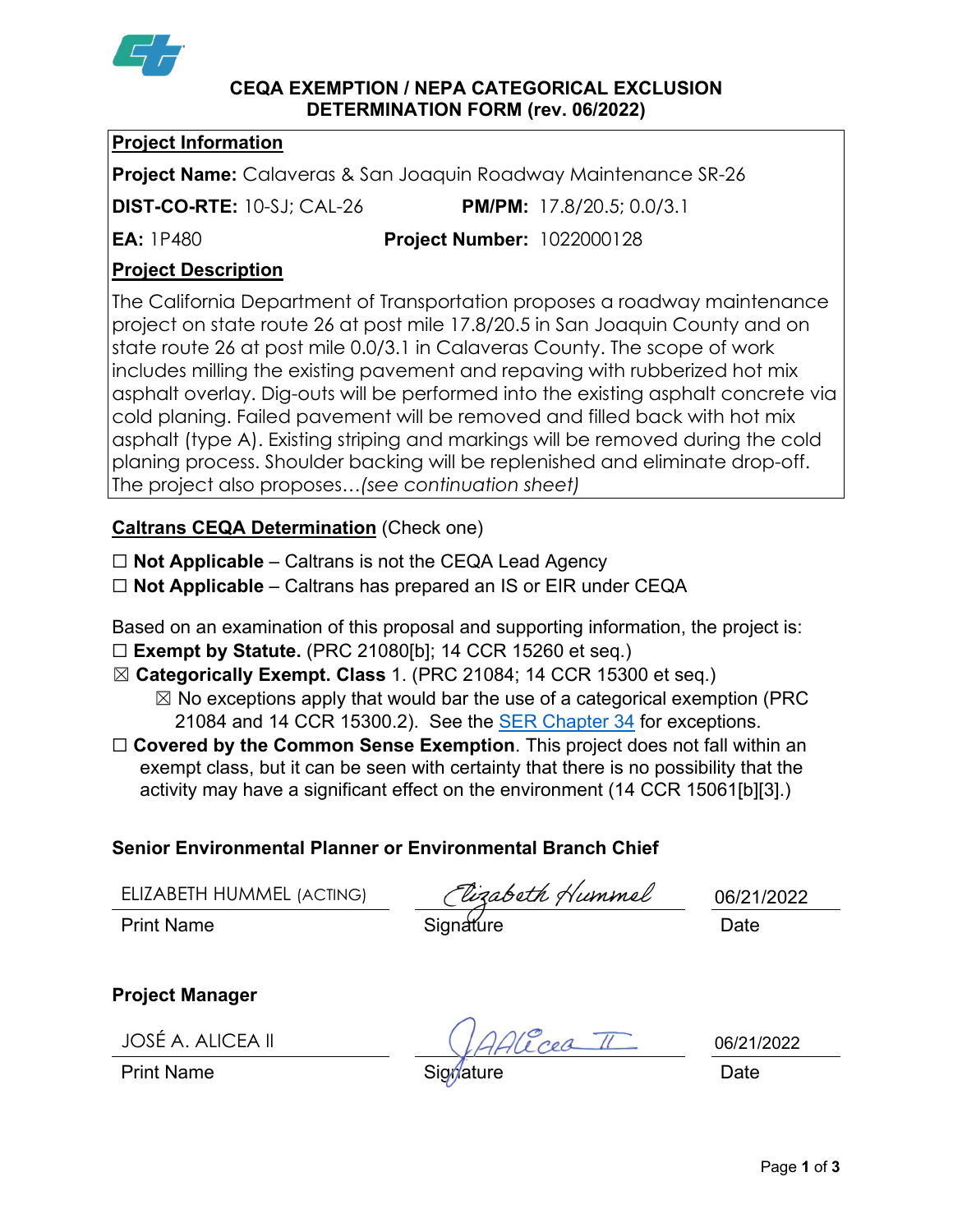# CEQA EXEMPTION / NEPA CATEGORICAL EXCLUSION DETERMINATION FORM (rev. 06/2022)

## Project Information

**Project Name:** Calaveras & San Joaquin Roadway Maintenance SR-26

**DIST-CO-RTE:** 10-SJ; CAL-26 **PM/PM:** 17.8/20.5; 0.0/3.1

**EA:** 1P480 **Project Number:** 1022000128

## Project Description

The California Department of Transportation proposes a roadway maintenance project on state route 26 at post mile 17.8/20.5 in San Joaquin County and on state route 26 at post mile 0.0/3.1 in Calaveras County. The scope of work includes milling the existing pavement and repaving with rubberized hot mix asphalt overlay. Dig-outs will be performed into the existing asphalt concrete via cold planing. Failed pavement will be removed and filled back with hot mix asphalt (type A). Existing striping and markings will be removed during the cold planing process. Shoulder backing will be replenished and eliminate drop-off. The project also proposes…*(see continuation sheet)*

## Caltrans CEQA Determination (Check one)

☐ **Not Applicable** – Caltrans is not the CEQA Lead Agency

☐ **Not Applicable** – Caltrans has prepared an IS or EIR under CEQA

Based on an examination of this proposal and supporting information, the project is:

☐ **Exempt by Statute.** (PRC 21080[b]; 14 CCR 15260 et seq.)

☒ **Categorically Exempt. Class** 1. (PRC 21084; 14 CCR 15300 et seq.)

☒ No exceptions apply that would bar the use of a categorical exemption (PRC 21084 and 14 CCR 15300.2). See the SER Chapter 34 for exceptions.

☐ **Covered by the Common Sense Exemption**. This project does not fall within an exempt class, but it can be seen with certainty that there is no possibility that the activity may have a significant effect on the environment (14 CCR 15061[b][3].)

### Senior Environmental Planner or Environmental Branch Chief

| ELIZABETH HUMMEL (ACTING) | Elizabeth Hummel | 06/21/2022 |
|---|---|---|
| Print Name | Signature | Date |

### Project Manager

| JOSÉ A. ALICEA II | J AAlicea II | 06/21/2022 |
|---|---|---|
| Print Name | Signature | Date |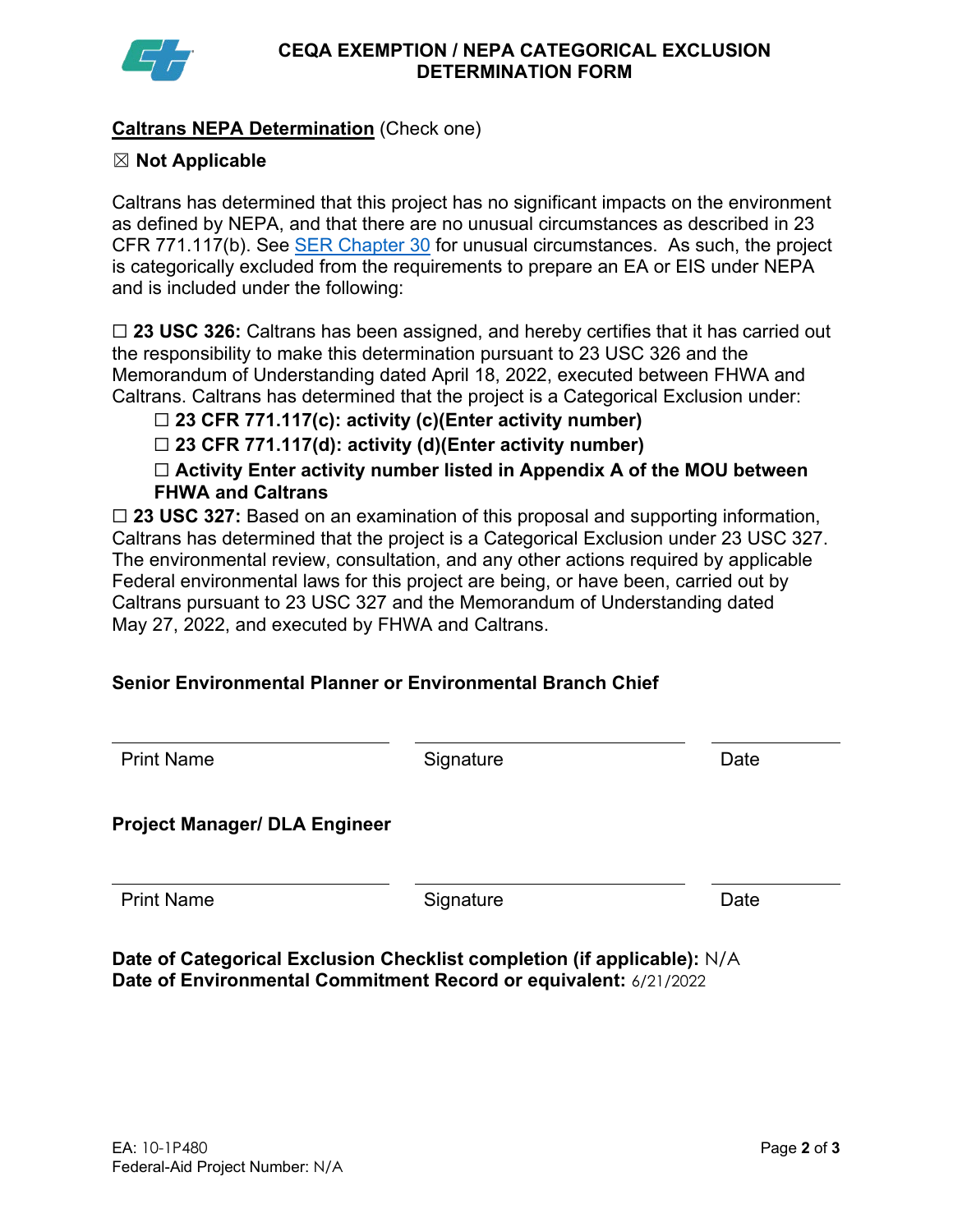# CEQA EXEMPTION / NEPA CATEGORICAL EXCLUSION DETERMINATION FORM

**Caltrans NEPA Determination** (Check one)

☒ **Not Applicable**

Caltrans has determined that this project has no significant impacts on the environment as defined by NEPA, and that there are no unusual circumstances as described in 23 CFR 771.117(b). See SER Chapter 30 for unusual circumstances. As such, the project is categorically excluded from the requirements to prepare an EA or EIS under NEPA and is included under the following:

☐ **23 USC 326:** Caltrans has been assigned, and hereby certifies that it has carried out the responsibility to make this determination pursuant to 23 USC 326 and the Memorandum of Understanding dated April 18, 2022, executed between FHWA and Caltrans. Caltrans has determined that the project is a Categorical Exclusion under:

- ☐ **23 CFR 771.117(c): activity (c)(Enter activity number)**
- ☐ **23 CFR 771.117(d): activity (d)(Enter activity number)**
- ☐ **Activity Enter activity number listed in Appendix A of the MOU between FHWA and Caltrans**

☐ **23 USC 327:** Based on an examination of this proposal and supporting information, Caltrans has determined that the project is a Categorical Exclusion under 23 USC 327. The environmental review, consultation, and any other actions required by applicable Federal environmental laws for this project are being, or have been, carried out by Caltrans pursuant to 23 USC 327 and the Memorandum of Understanding dated May 27, 2022, and executed by FHWA and Caltrans.

**Senior Environmental Planner or Environmental Branch Chief**

| Print Name | Signature | Date |
|---|---|---|
| | | |

**Project Manager/ DLA Engineer**

| Print Name | Signature | Date |
|---|---|---|
| | | |

**Date of Categorical Exclusion Checklist completion (if applicable):** N/A
**Date of Environmental Commitment Record or equivalent:** 6/21/2022

EA: 10-1P480
Federal-Aid Project Number: N/A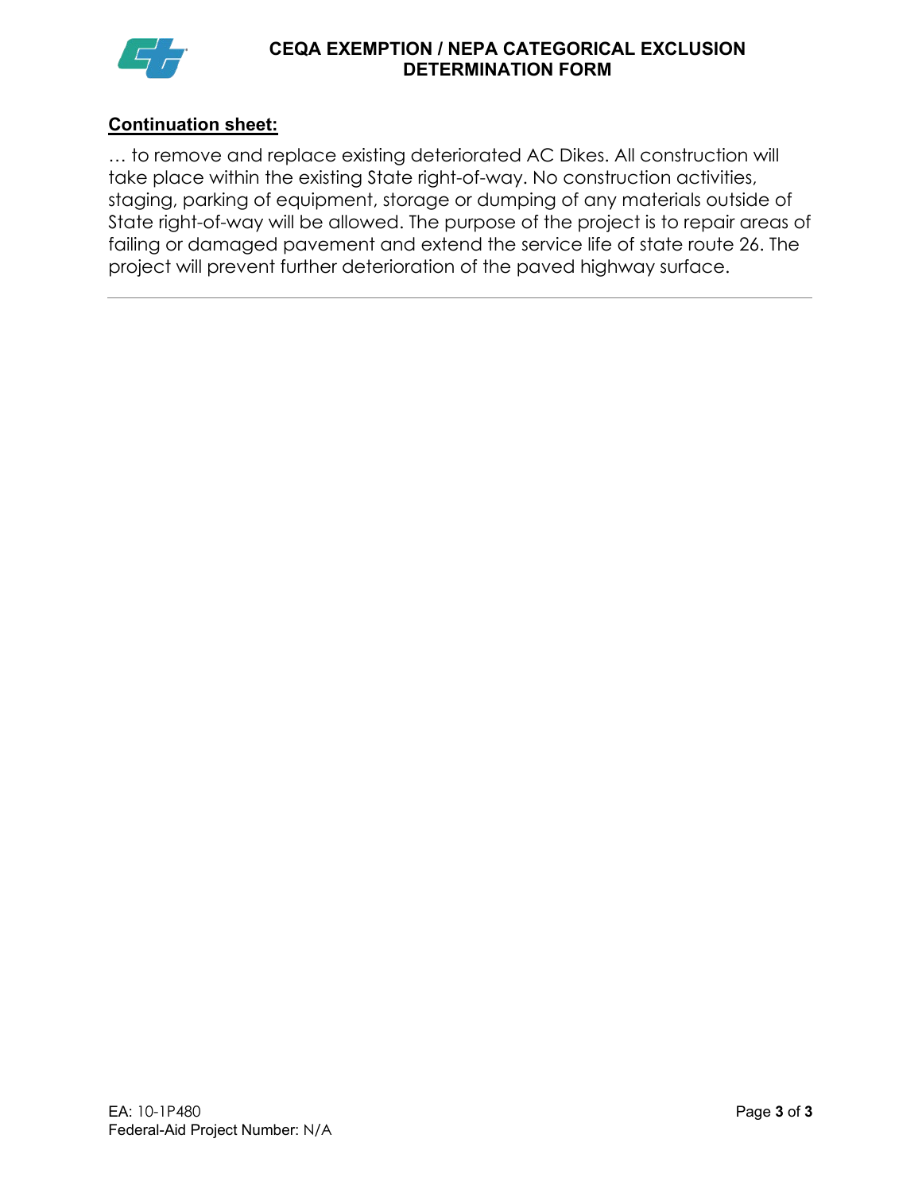**Continuation sheet:**

… to remove and replace existing deteriorated AC Dikes. All construction will take place within the existing State right-of-way. No construction activities, staging, parking of equipment, storage or dumping of any materials outside of State right-of-way will be allowed. The purpose of the project is to repair areas of failing or damaged pavement and extend the service life of state route 26. The project will prevent further deterioration of the paved highway surface.

---

EA: 10-1P480
Federal-Aid Project Number: N/A